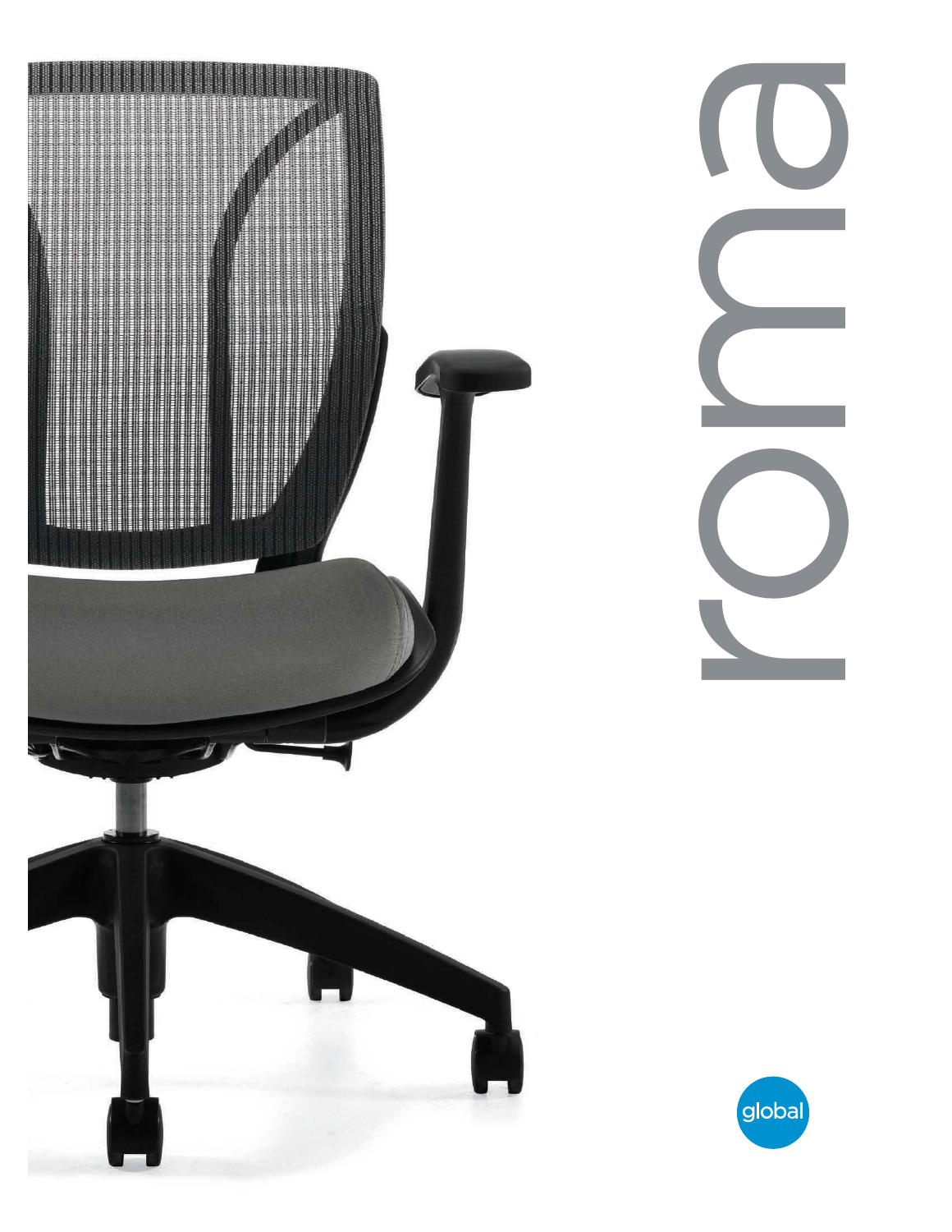# roma

global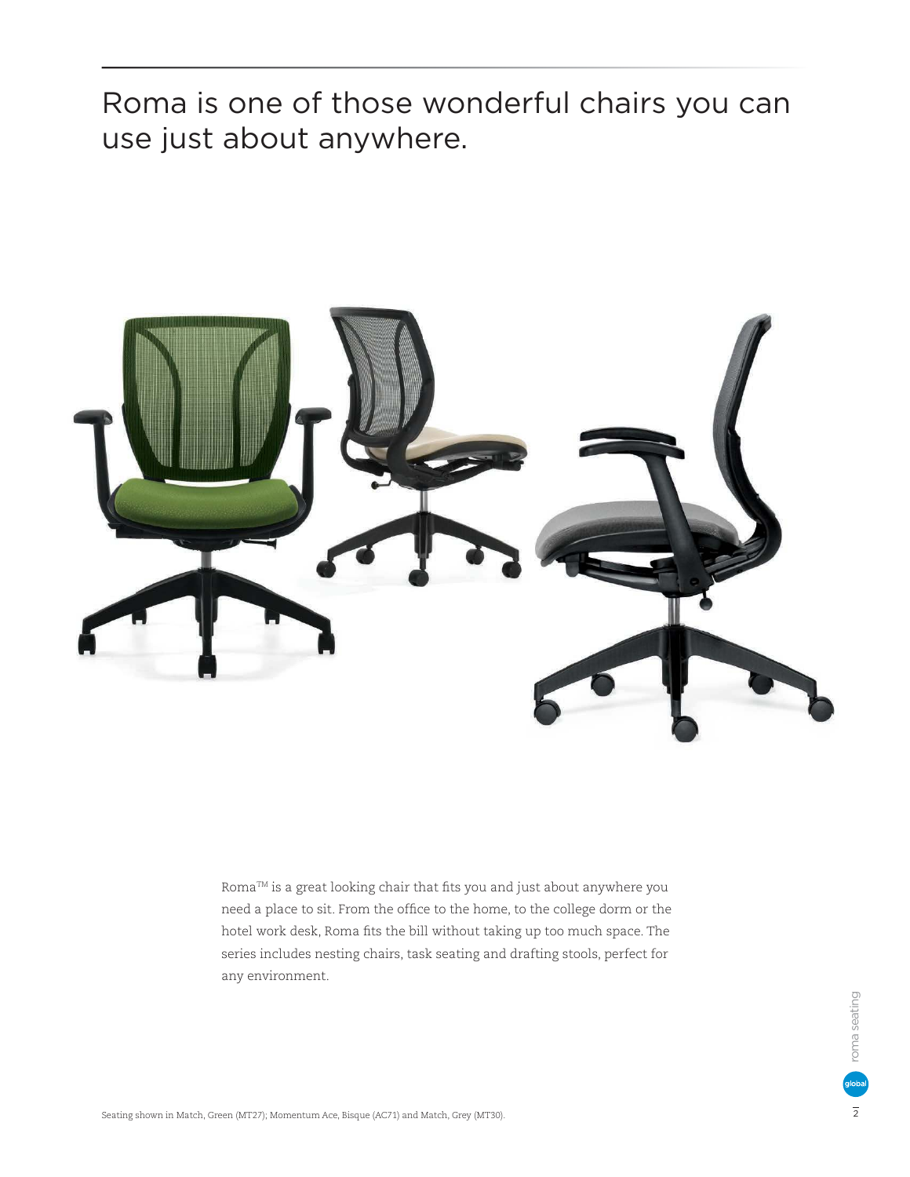# Roma is one of those wonderful chairs you can use just about anywhere.

Roma™ is a great looking chair that fits you and just about anywhere you need a place to sit. From the office to the home, to the college dorm or the hotel work desk, Roma fits the bill without taking up too much space. The series includes nesting chairs, task seating and drafting stools, perfect for any environment.

Seating shown in Match, Green (MT27); Momentum Ace, Bisque (AC71) and Match, Grey (MT30).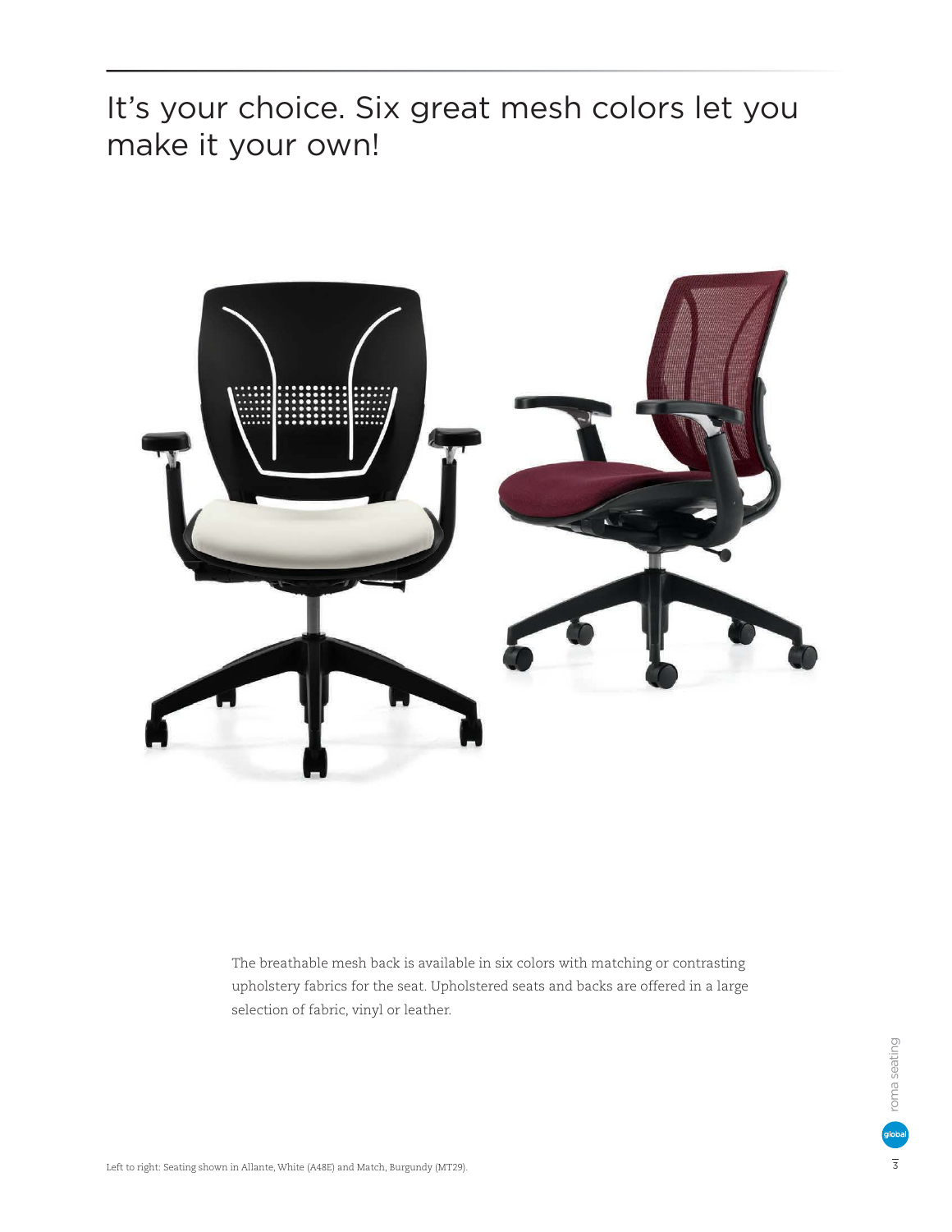# It's your choice. Six great mesh colors let you make it your own!

The breathable mesh back is available in six colors with matching or contrasting upholstery fabrics for the seat. Upholstered seats and backs are offered in a large selection of fabric, vinyl or leather.

Left to right: Seating shown in Allante, White (A48E) and Match, Burgundy (MT29).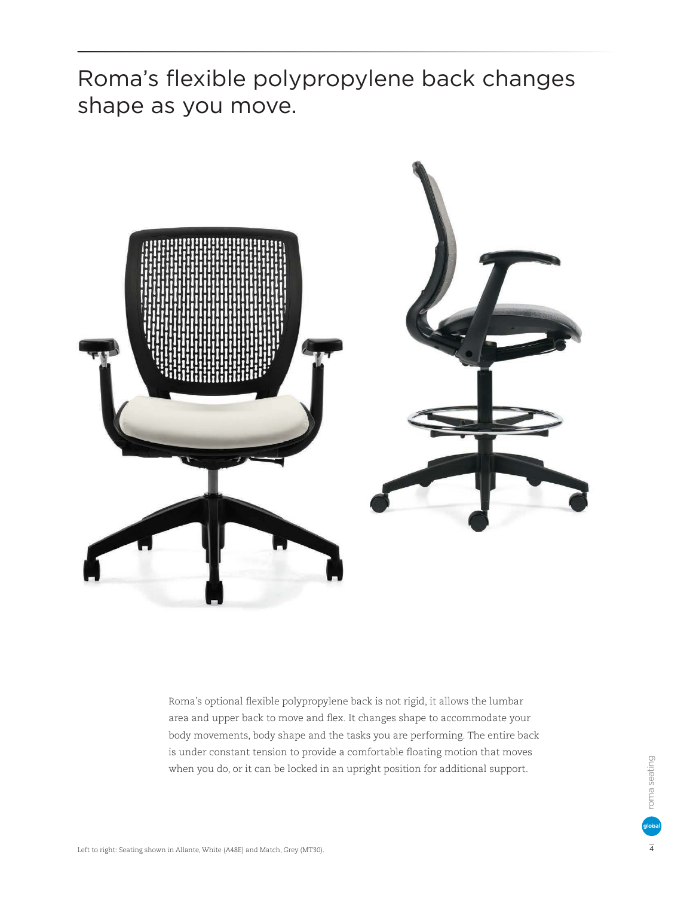# Roma's flexible polypropylene back changes shape as you move.

Roma's optional flexible polypropylene back is not rigid, it allows the lumbar area and upper back to move and flex. It changes shape to accommodate your body movements, body shape and the tasks you are performing. The entire back is under constant tension to provide a comfortable floating motion that moves when you do, or it can be locked in an upright position for additional support.

Left to right: Seating shown in Allante, White (A48E) and Match, Grey (MT30).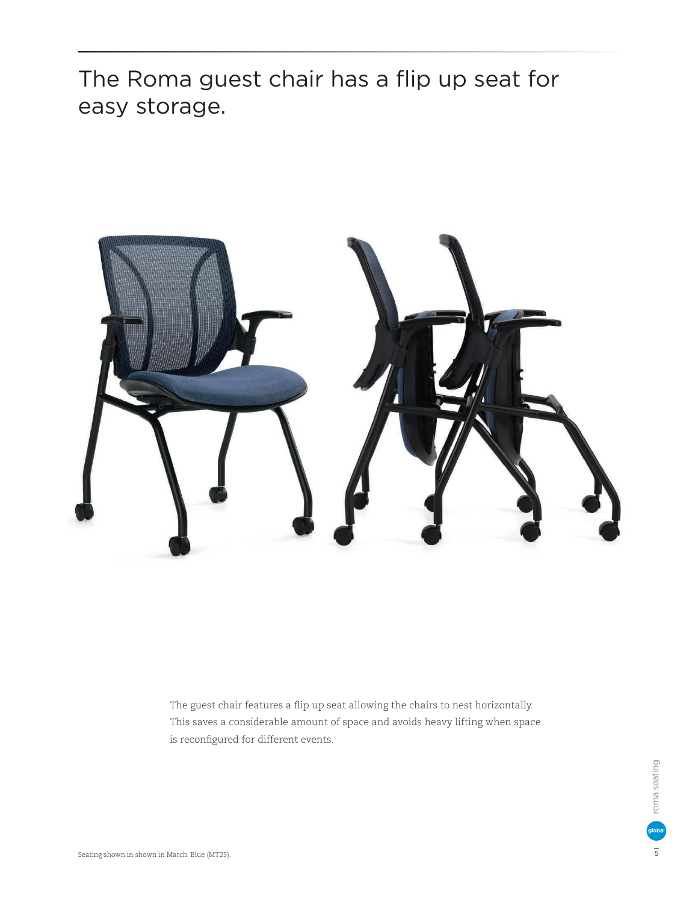# The Roma guest chair has a flip up seat for easy storage.

The guest chair features a flip up seat allowing the chairs to nest horizontally. This saves a considerable amount of space and avoids heavy lifting when space is reconfigured for different events.

Seating shown in shown in Match, Blue (MT25).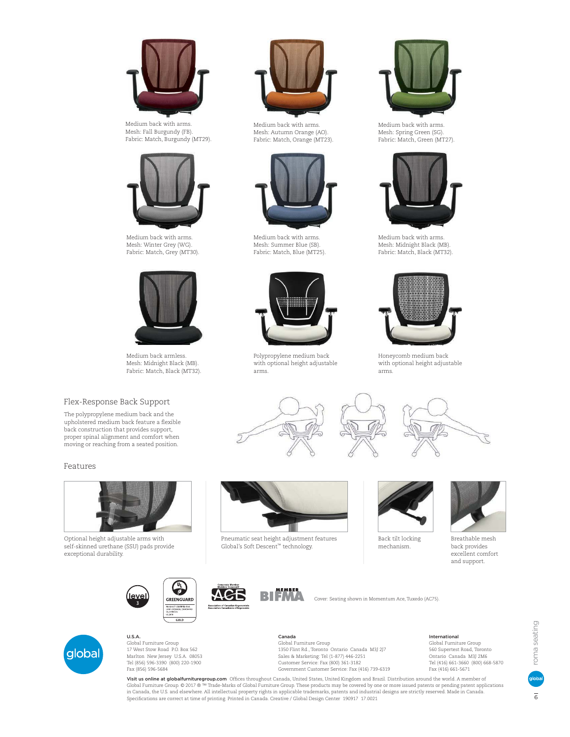Medium back with arms.
Mesh: Fall Burgundy (FB).
Fabric: Match, Burgundy (MT29).

Medium back with arms.
Mesh: Autumn Orange (AO).
Fabric: Match, Orange (MT23).

Medium back with arms.
Mesh: Spring Green (SG).
Fabric: Match, Green (MT27).

Medium back with arms.
Mesh: Winter Grey (WG).
Fabric: Match, Grey (MT30).

Medium back with arms.
Mesh: Summer Blue (SB).
Fabric: Match, Blue (MT25).

Medium back with arms.
Mesh: Midnight Black (MB).
Fabric: Match, Black (MT32).

Medium back armless.
Mesh: Midnight Black (MB).
Fabric: Match, Black (MT32).

Polypropylene medium back with optional height adjustable arms.

Honeycomb medium back with optional height adjustable arms.

## Flex-Response Back Support

The polypropylene medium back and the upholstered medium back feature a flexible back construction that provides support, proper spinal alignment and comfort when moving or reaching from a seated position.

## Features

Optional height adjustable arms with self-skinned urethane (SSU) pads provide exceptional durability.

Pneumatic seat height adjustment features Global's Soft Descent™ technology.

Back tilt locking mechanism.

Breathable mesh back provides excellent comfort and support.

Cover: Seating shown in Momentum Ace, Tuxedo (AC75).

**U.S.A.**
Global Furniture Group
17 West Stow Road P.O. Box 562
Marlton New Jersey U.S.A. 08053
Tel (856) 596-3390 (800) 220-1900
Fax (856) 596-5684

**Canada**
Global Furniture Group
1350 Flint Rd., Toronto Ontario Canada M3J 2J7
Sales & Marketing: Tel (1-877) 446-2251
Customer Service: Fax (800) 361-3182
Government Customer Service: Fax (416) 739-6319

**International**
Global Furniture Group
560 Supertest Road, Toronto
Ontario Canada M3J 2M6
Tel (416) 661-3660 (800) 668-5870
Fax (416) 661-5671

**Visit us online at globalfurnituregroup.com** Offices throughout Canada, United States, United Kingdom and Brazil. Distribution around the world. A member of Global Furniture Group. © 2017 ® ™ Trade-Marks of Global Furniture Group. These products may be covered by one or more issued patents or pending patent applications in Canada, the U.S. and elsewhere. All intellectual property rights in applicable trademarks, patents and industrial designs are strictly reserved. Made in Canada. Specifications are correct at time of printing. Printed in Canada. Creative / Global Design Center 190917 17.0021